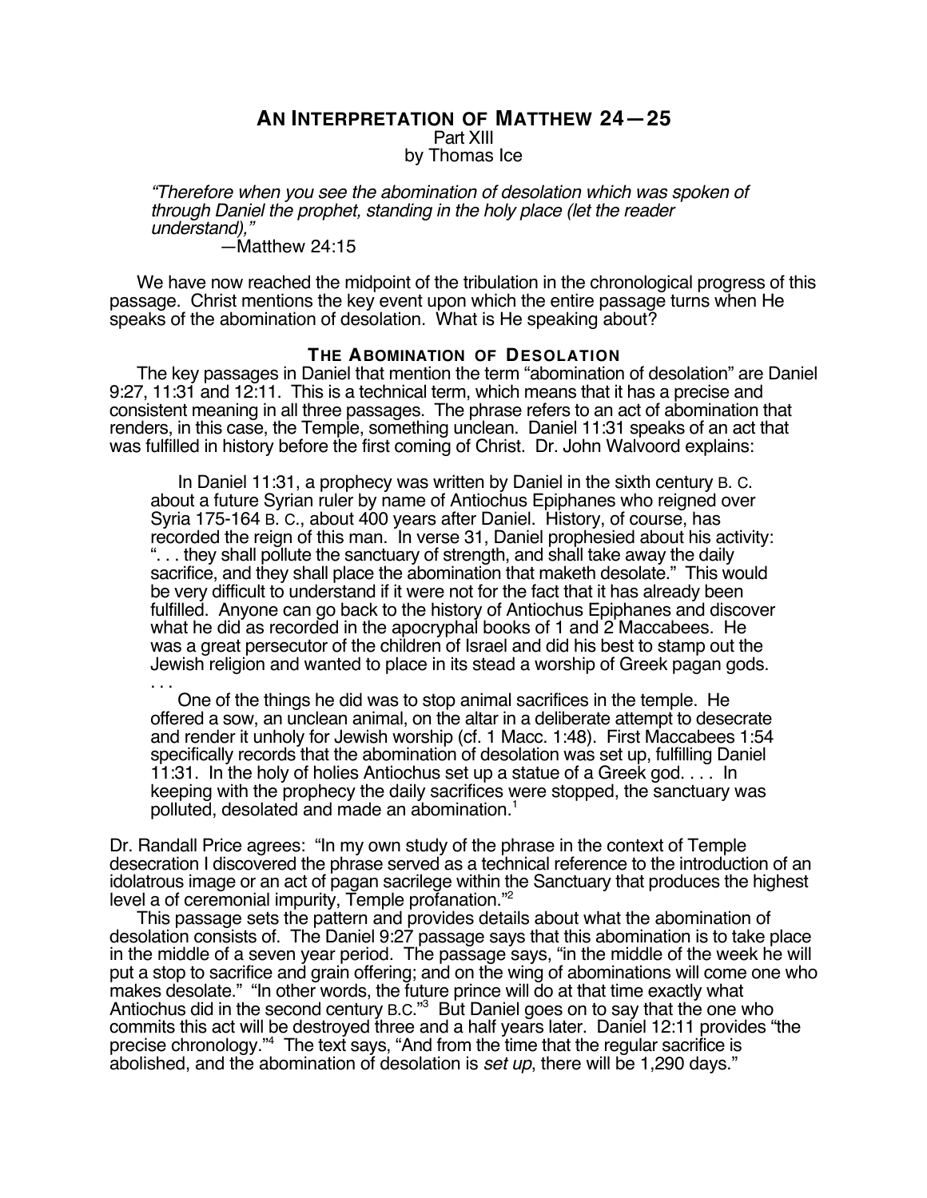# AN INTERPRETATION OF MATTHEW 24—25

Part XIII

by Thomas Ice

> *"Therefore when you see the abomination of desolation which was spoken of through Daniel the prophet, standing in the holy place (let the reader understand),"*
>
> —Matthew 24:15

We have now reached the midpoint of the tribulation in the chronological progress of this passage. Christ mentions the key event upon which the entire passage turns when He speaks of the abomination of desolation. What is He speaking about?

## THE ABOMINATION OF DESOLATION

The key passages in Daniel that mention the term "abomination of desolation" are Daniel 9:27, 11:31 and 12:11. This is a technical term, which means that it has a precise and consistent meaning in all three passages. The phrase refers to an act of abomination that renders, in this case, the Temple, something unclean. Daniel 11:31 speaks of an act that was fulfilled in history before the first coming of Christ. Dr. John Walvoord explains:

> In Daniel 11:31, a prophecy was written by Daniel in the sixth century B. C. about a future Syrian ruler by name of Antiochus Epiphanes who reigned over Syria 175-164 B. C., about 400 years after Daniel. History, of course, has recorded the reign of this man. In verse 31, Daniel prophesied about his activity: ". . . they shall pollute the sanctuary of strength, and shall take away the daily sacrifice, and they shall place the abomination that maketh desolate." This would be very difficult to understand if it were not for the fact that it has already been fulfilled. Anyone can go back to the history of Antiochus Epiphanes and discover what he did as recorded in the apocryphal books of 1 and 2 Maccabees. He was a great persecutor of the children of Israel and did his best to stamp out the Jewish religion and wanted to place in its stead a worship of Greek pagan gods. . . .
>
> One of the things he did was to stop animal sacrifices in the temple. He offered a sow, an unclean animal, on the altar in a deliberate attempt to desecrate and render it unholy for Jewish worship (cf. 1 Macc. 1:48). First Maccabees 1:54 specifically records that the abomination of desolation was set up, fulfilling Daniel 11:31. In the holy of holies Antiochus set up a statue of a Greek god. . . . In keeping with the prophecy the daily sacrifices were stopped, the sanctuary was polluted, desolated and made an abomination.[1]

Dr. Randall Price agrees: "In my own study of the phrase in the context of Temple desecration I discovered the phrase served as a technical reference to the introduction of an idolatrous image or an act of pagan sacrilege within the Sanctuary that produces the highest level a of ceremonial impurity, Temple profanation."[2]

This passage sets the pattern and provides details about what the abomination of desolation consists of. The Daniel 9:27 passage says that this abomination is to take place in the middle of a seven year period. The passage says, "in the middle of the week he will put a stop to sacrifice and grain offering; and on the wing of abominations will come one who makes desolate." "In other words, the future prince will do at that time exactly what Antiochus did in the second century B.C."[3] But Daniel goes on to say that the one who commits this act will be destroyed three and a half years later. Daniel 12:11 provides "the precise chronology."[4] The text says, "And from the time that the regular sacrifice is abolished, and the abomination of desolation is *set up*, there will be 1,290 days."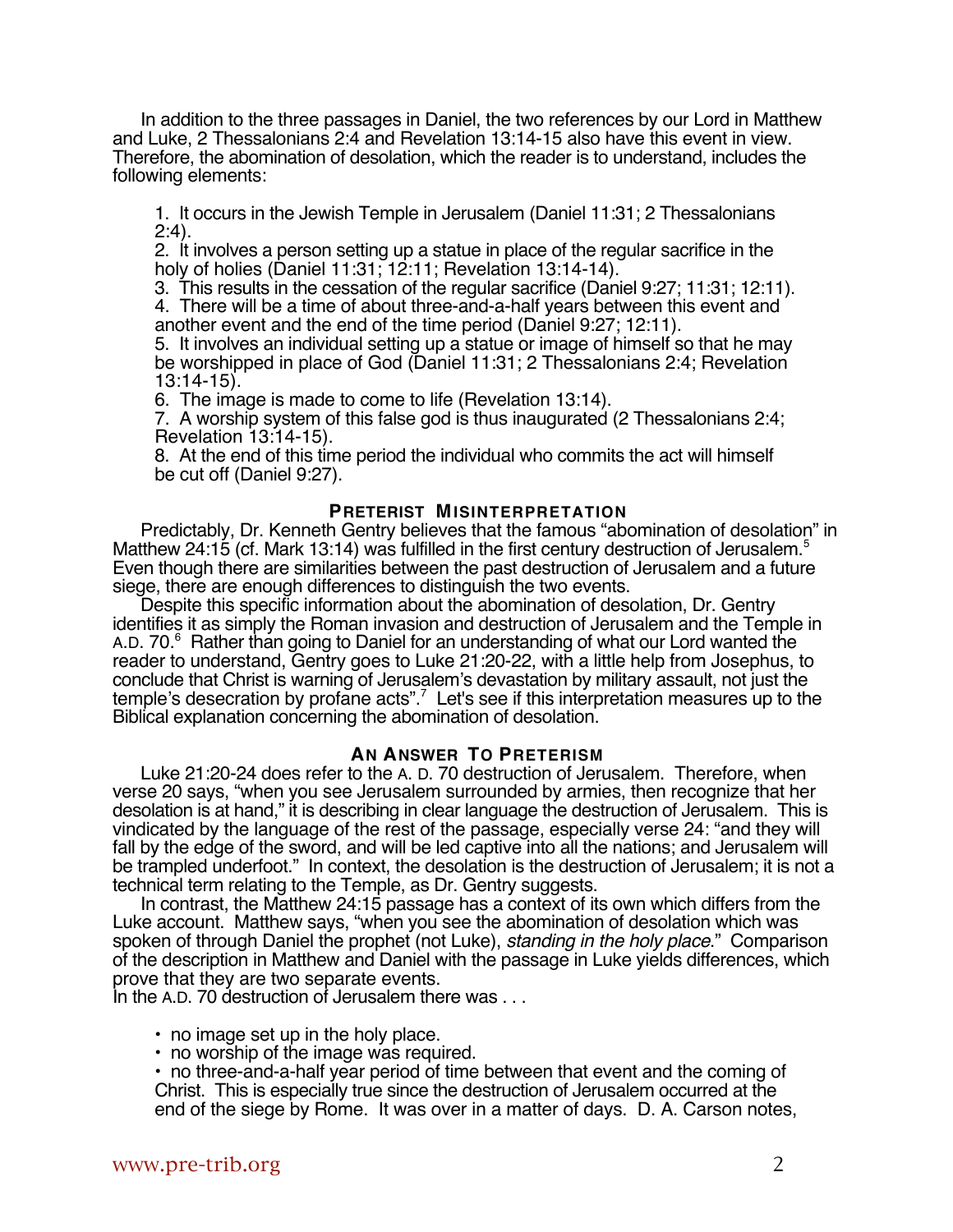In addition to the three passages in Daniel, the two references by our Lord in Matthew and Luke, 2 Thessalonians 2:4 and Revelation 13:14-15 also have this event in view. Therefore, the abomination of desolation, which the reader is to understand, includes the following elements:

1. It occurs in the Jewish Temple in Jerusalem (Daniel 11:31; 2 Thessalonians 2:4).
2. It involves a person setting up a statue in place of the regular sacrifice in the holy of holies (Daniel 11:31; 12:11; Revelation 13:14-14).
3. This results in the cessation of the regular sacrifice (Daniel 9:27; 11:31; 12:11).
4. There will be a time of about three-and-a-half years between this event and another event and the end of the time period (Daniel 9:27; 12:11).
5. It involves an individual setting up a statue or image of himself so that he may be worshipped in place of God (Daniel 11:31; 2 Thessalonians 2:4; Revelation 13:14-15).
6. The image is made to come to life (Revelation 13:14).
7. A worship system of this false god is thus inaugurated (2 Thessalonians 2:4; Revelation 13:14-15).
8. At the end of this time period the individual who commits the act will himself be cut off (Daniel 9:27).

## PRETERIST MISINTERPRETATION

Predictably, Dr. Kenneth Gentry believes that the famous "abomination of desolation" in Matthew 24:15 (cf. Mark 13:14) was fulfilled in the first century destruction of Jerusalem.[5] Even though there are similarities between the past destruction of Jerusalem and a future siege, there are enough differences to distinguish the two events.

Despite this specific information about the abomination of desolation, Dr. Gentry identifies it as simply the Roman invasion and destruction of Jerusalem and the Temple in A.D. 70.[6] Rather than going to Daniel for an understanding of what our Lord wanted the reader to understand, Gentry goes to Luke 21:20-22, with a little help from Josephus, to conclude that Christ is warning of Jerusalem's devastation by military assault, not just the temple's desecration by profane acts".[7] Let's see if this interpretation measures up to the Biblical explanation concerning the abomination of desolation.

## AN ANSWER TO PRETERISM

Luke 21:20-24 does refer to the A. D. 70 destruction of Jerusalem. Therefore, when verse 20 says, "when you see Jerusalem surrounded by armies, then recognize that her desolation is at hand," it is describing in clear language the destruction of Jerusalem. This is vindicated by the language of the rest of the passage, especially verse 24: "and they will fall by the edge of the sword, and will be led captive into all the nations; and Jerusalem will be trampled underfoot." In context, the desolation is the destruction of Jerusalem; it is not a technical term relating to the Temple, as Dr. Gentry suggests.

In contrast, the Matthew 24:15 passage has a context of its own which differs from the Luke account. Matthew says, "when you see the abomination of desolation which was spoken of through Daniel the prophet (not Luke), *standing in the holy place*." Comparison of the description in Matthew and Daniel with the passage in Luke yields differences, which prove that they are two separate events.

In the A.D. 70 destruction of Jerusalem there was . . .

- no image set up in the holy place.
- no worship of the image was required.
- no three-and-a-half year period of time between that event and the coming of Christ. This is especially true since the destruction of Jerusalem occurred at the end of the siege by Rome. It was over in a matter of days. D. A. Carson notes,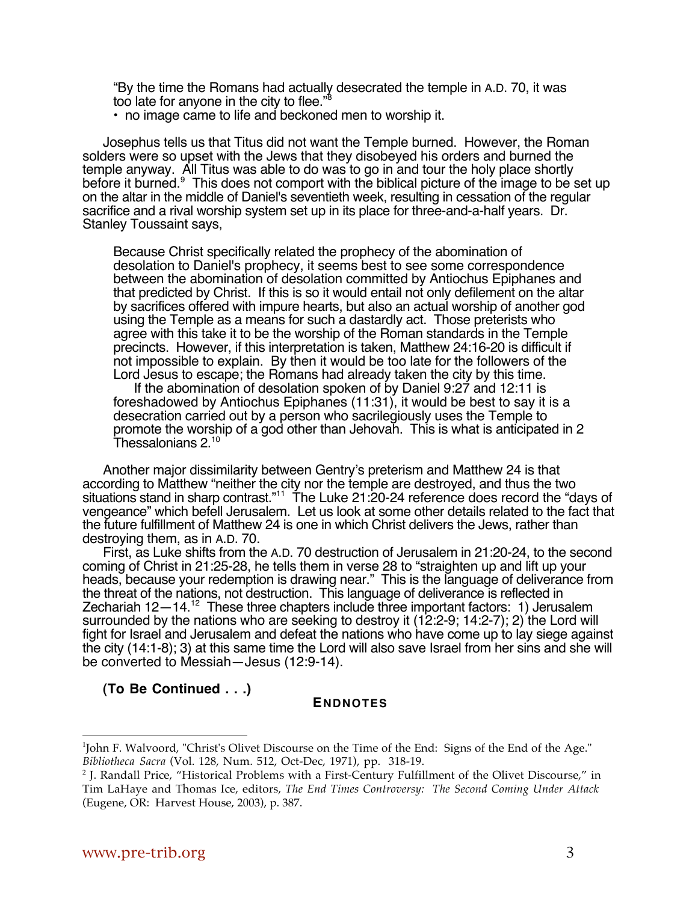"By the time the Romans had actually desecrated the temple in A.D. 70, it was too late for anyone in the city to flee."[8]

- no image came to life and beckoned men to worship it.

Josephus tells us that Titus did not want the Temple burned. However, the Roman solders were so upset with the Jews that they disobeyed his orders and burned the temple anyway. All Titus was able to do was to go in and tour the holy place shortly before it burned.[9] This does not comport with the biblical picture of the image to be set up on the altar in the middle of Daniel's seventieth week, resulting in cessation of the regular sacrifice and a rival worship system set up in its place for three-and-a-half years. Dr. Stanley Toussaint says,

> Because Christ specifically related the prophecy of the abomination of desolation to Daniel's prophecy, it seems best to see some correspondence between the abomination of desolation committed by Antiochus Epiphanes and that predicted by Christ. If this is so it would entail not only defilement on the altar by sacrifices offered with impure hearts, but also an actual worship of another god using the Temple as a means for such a dastardly act. Those preterists who agree with this take it to be the worship of the Roman standards in the Temple precincts. However, if this interpretation is taken, Matthew 24:16-20 is difficult if not impossible to explain. By then it would be too late for the followers of the Lord Jesus to escape; the Romans had already taken the city by this time.
>
> If the abomination of desolation spoken of by Daniel 9:27 and 12:11 is foreshadowed by Antiochus Epiphanes (11:31), it would be best to say it is a desecration carried out by a person who sacrilegiously uses the Temple to promote the worship of a god other than Jehovah. This is what is anticipated in 2 Thessalonians 2.[10]

Another major dissimilarity between Gentry's preterism and Matthew 24 is that according to Matthew "neither the city nor the temple are destroyed, and thus the two situations stand in sharp contrast."[11] The Luke 21:20-24 reference does record the "days of vengeance" which befell Jerusalem. Let us look at some other details related to the fact that the future fulfillment of Matthew 24 is one in which Christ delivers the Jews, rather than destroying them, as in A.D. 70.

First, as Luke shifts from the A.D. 70 destruction of Jerusalem in 21:20-24, to the second coming of Christ in 21:25-28, he tells them in verse 28 to "straighten up and lift up your heads, because your redemption is drawing near." This is the language of deliverance from the threat of the nations, not destruction. This language of deliverance is reflected in Zechariah 12—14.[12] These three chapters include three important factors: 1) Jerusalem surrounded by the nations who are seeking to destroy it (12:2-9; 14:2-7); 2) the Lord will fight for Israel and Jerusalem and defeat the nations who have come up to lay siege against the city (14:1-8); 3) at this same time the Lord will also save Israel from her sins and she will be converted to Messiah—Jesus (12:9-14).

**(To Be Continued . . .)**

## ENDNOTES

[1] John F. Walvoord, "Christ's Olivet Discourse on the Time of the End: Signs of the End of the Age." *Bibliotheca Sacra* (Vol. 128, Num. 512, Oct-Dec, 1971), pp. 318-19.

[2] J. Randall Price, "Historical Problems with a First-Century Fulfillment of the Olivet Discourse," in Tim LaHaye and Thomas Ice, editors, *The End Times Controversy: The Second Coming Under Attack* (Eugene, OR: Harvest House, 2003), p. 387.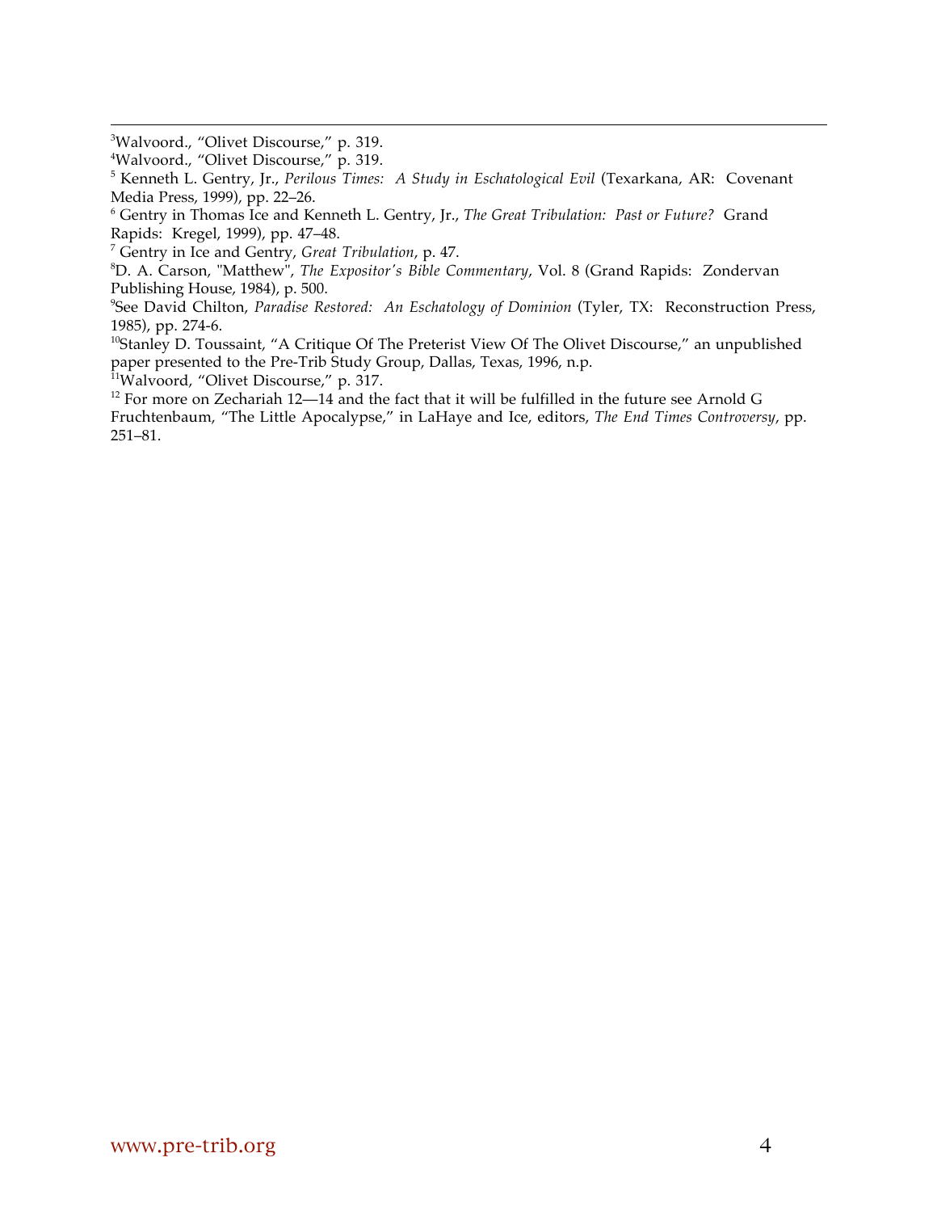[3]Walvoord., “Olivet Discourse,” p. 319.

[4]Walvoord., “Olivet Discourse,” p. 319.

[5] Kenneth L. Gentry, Jr., *Perilous Times: A Study in Eschatological Evil* (Texarkana, AR: Covenant Media Press, 1999), pp. 22–26.

[6] Gentry in Thomas Ice and Kenneth L. Gentry, Jr., *The Great Tribulation: Past or Future?* Grand Rapids: Kregel, 1999), pp. 47–48.

[7] Gentry in Ice and Gentry, *Great Tribulation*, p. 47.

[8]D. A. Carson, "Matthew", *The Expositor's Bible Commentary*, Vol. 8 (Grand Rapids: Zondervan Publishing House, 1984), p. 500.

[9]See David Chilton, *Paradise Restored: An Eschatology of Dominion* (Tyler, TX: Reconstruction Press, 1985), pp. 274-6.

[10]Stanley D. Toussaint, “A Critique Of The Preterist View Of The Olivet Discourse,” an unpublished paper presented to the Pre-Trib Study Group, Dallas, Texas, 1996, n.p.

[11]Walvoord, “Olivet Discourse,” p. 317.

[12] For more on Zechariah 12—14 and the fact that it will be fulfilled in the future see Arnold G Fruchtenbaum, “The Little Apocalypse,” in LaHaye and Ice, editors, *The End Times Controversy*, pp. 251–81.